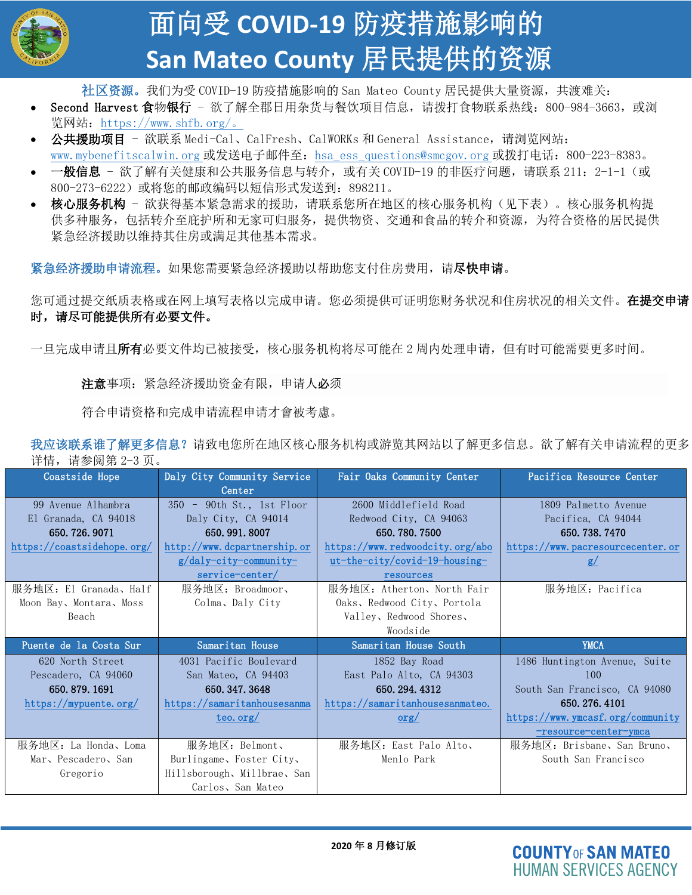# 面向受 COVID-19 防疫措施影响的 San Mateo County 居民提供的资源

**社区资源。**我们为受 COVID-19 防疫措施影响的 San Mateo County 居民提供大量资源，共渡难关：

- **Second Harvest 食物银行** – 欲了解全郡日用杂货与餐饮项目信息，请拨打食物联系热线：800-984-3663，或浏览网站：https://www.shfb.org/。
- **公共援助项目** – 欲联系 Medi-Cal、CalFresh、CalWORKs 和 General Assistance，请浏览网站：www.mybenefitscalwin.org 或发送电子邮件至：hsa_ess_questions@smcgov.org 或拨打电话：800-223-8383。
- **一般信息** – 欲了解有关健康和公共服务信息与转介，或有关 COVID-19 的非医疗问题，请联系 211：2-1-1（或 800-273-6222）或将您的邮政编码以短信形式发送到：898211。
- **核心服务机构** – 欲获得基本紧急需求的援助，请联系您所在地区的核心服务机构（见下表）。核心服务机构提供多种服务，包括转介至庇护所和无家可归服务，提供物资、交通和食品的转介和资源，为符合资格的居民提供紧急经济援助以维持其住房或满足其他基本需求。

**紧急经济援助申请流程。**如果您需要紧急经济援助以帮助您支付住房费用，请**尽快申请**。

您可通过提交纸质表格或在网上填写表格以完成申请。您必须提供可证明您财务状况和住房状况的相关文件。**在提交申请时，请尽可能提供所有必要文件。**

一旦完成申请且**所有**必要文件均已被接受，核心服务机构将尽可能在 2 周内处理申请，但有时可能需要更多时间。

> **注意**事项：紧急经济援助资金有限，申请人**必**须
>
> 符合申请资格和完成申请流程申请才會被考慮。

**我应该联系谁了解更多信息？**请致电您所在地区核心服务机构或游览其网站以了解更多信息。欲了解有关申请流程的更多详情，请参阅第 2-3 页。

| Coastside Hope | Daly City Community Service Center | Fair Oaks Community Center | Pacifica Resource Center |
|---|---|---|---|
| 99 Avenue Alhambra<br>El Granada, CA 94018<br>**650.726.9071**<br>https://coastsidehope.org/ | 350 – 90th St., 1st Floor<br>Daly City, CA 94014<br>**650.991.8007**<br>http://www.dcpartnership.org/daly-city-community-service-center/ | 2600 Middlefield Road<br>Redwood City, CA 94063<br>**650.780.7500**<br>https://www.redwoodcity.org/about-the-city/covid-19-housing-resources | 1809 Palmetto Avenue<br>Pacifica, CA 94044<br>**650.738.7470**<br>https://www.pacresourcecenter.org/ |
| 服务地区：El Granada、Half Moon Bay、Montara、Moss Beach | 服务地区：Broadmoor、Colma、Daly City | 服务地区：Atherton、North Fair Oaks、Redwood City、Portola Valley、Redwood Shores、Woodside | 服务地区：Pacifica |
| **Puente de la Costa Sur** | **Samaritan House** | **Samaritan House South** | **YMCA** |
| 620 North Street<br>Pescadero, CA 94060<br>**650.879.1691**<br>https://mypuente.org/ | 4031 Pacific Boulevard<br>San Mateo, CA 94403<br>**650.347.3648**<br>https://samaritanhousesanmateo.org/ | 1852 Bay Road<br>East Palo Alto, CA 94303<br>**650.294.4312**<br>https://samaritanhousesanmateo.org/ | 1486 Huntington Avenue, Suite 100<br>South San Francisco, CA 94080<br>**650.276.4101**<br>https://www.ymcasf.org/community-resource-center-ymca |
| 服务地区：La Honda、Loma Mar、Pescadero、San Gregorio | 服务地区：Belmont、Burlingame、Foster City、Hillsborough、Millbrae、San Carlos、San Mateo | 服务地区：East Palo Alto、Menlo Park | 服务地区：Brisbane、San Bruno、South San Francisco |

**2020 年 8 月修订版**

COUNTY OF SAN MATEO HUMAN SERVICES AGENCY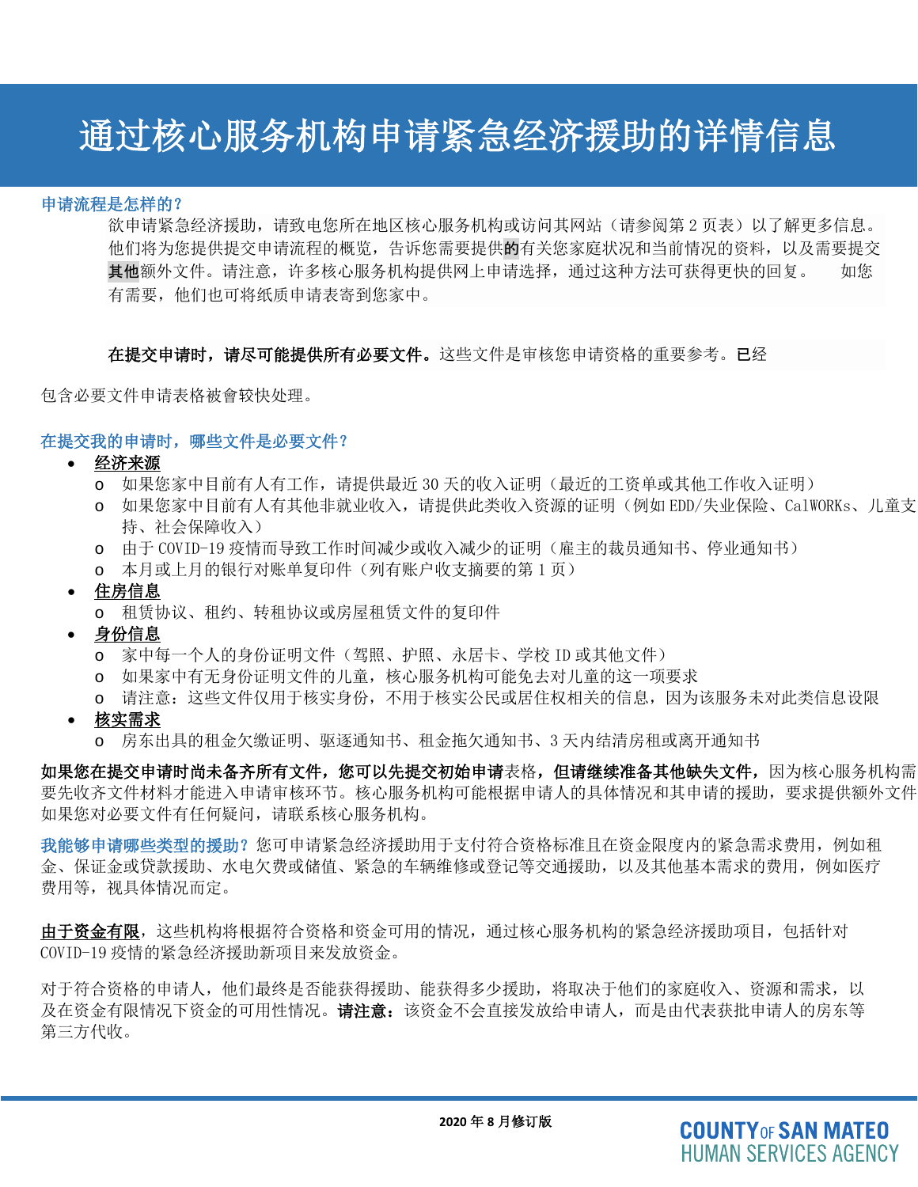# 通过核心服务机构申请紧急经济援助的详情信息

**申请流程是怎样的？**

欲申请紧急经济援助，请致电您所在地区核心服务机构或访问其网站（请参阅第 2 页表）以了解更多信息。他们将为您提供提交申请流程的概览，告诉您需要提供的有关您家庭状况和当前情况的资料，以及需要提交其他额外文件。请注意，许多核心服务机构提供网上申请选择，通过这种方法可获得更快的回复。 如您有需要，他们也可将纸质申请表寄到您家中。

**在提交申请时，请尽可能提供所有必要文件。**这些文件是审核您申请资格的重要参考。**已经**包含必要文件申请表格被會较快处理。

**在提交我的申请时，哪些文件是必要文件？**

- **经济来源**
  - 如果您家中目前有人有工作，请提供最近 30 天的收入证明（最近的工资单或其他工作收入证明）
  - 如果您家中目前有人有其他非就业收入，请提供此类收入资源的证明（例如 EDD/失业保险、CalWORKs、儿童支持、社会保障收入）
  - 由于 COVID-19 疫情而导致工作时间减少或收入减少的证明（雇主的裁员通知书、停业通知书）
  - 本月或上月的银行对账单复印件（列有账户收支摘要的第 1 页）
- **住房信息**
  - 租赁协议、租约、转租协议或房屋租赁文件的复印件
- **身份信息**
  - 家中每一个人的身份证明文件（驾照、护照、永居卡、学校 ID 或其他文件）
  - 如果家中有无身份证明文件的儿童，核心服务机构可能免去对儿童的这一项要求
  - 请注意：这些文件仅用于核实身份，不用于核实公民或居住权相关的信息，因为该服务未对此类信息设限
- **核实需求**
  - 房东出具的租金欠缴证明、驱逐通知书、租金拖欠通知书、3 天内结清房租或离开通知书

**如果您在提交申请时尚未备齐所有文件，您可以先提交初始申请**表格，**但请继续准备其他缺失文件，**因为核心服务机构需要先收齐文件材料才能进入申请审核环节。核心服务机构可能根据申请人的具体情况和其申请的援助，要求提供额外文件如果您对必要文件有任何疑问，请联系核心服务机构。

**我能够申请哪些类型的援助？**您可申请紧急经济援助用于支付符合资格标准且在资金限度内的紧急需求费用，例如租金、保证金或贷款援助、水电欠费或储值、紧急的车辆维修或登记等交通援助，以及其他基本需求的费用，例如医疗费用等，视具体情况而定。

由于资金有限，这些机构将根据符合资格和资金可用的情况，通过核心服务机构的紧急经济援助项目，包括针对 COVID-19 疫情的紧急经济援助新项目来发放资金。

对于符合资格的申请人，他们最终是否能获得援助、能获得多少援助，将取决于他们的家庭收入、资源和需求，以及在资金有限情况下资金的可用性情况。**请注意：**该资金不会直接发放给申请人，而是由代表获批申请人的房东等第三方代收。

**2020 年 8 月修订版**

COUNTY OF SAN MATEO
HUMAN SERVICES AGENCY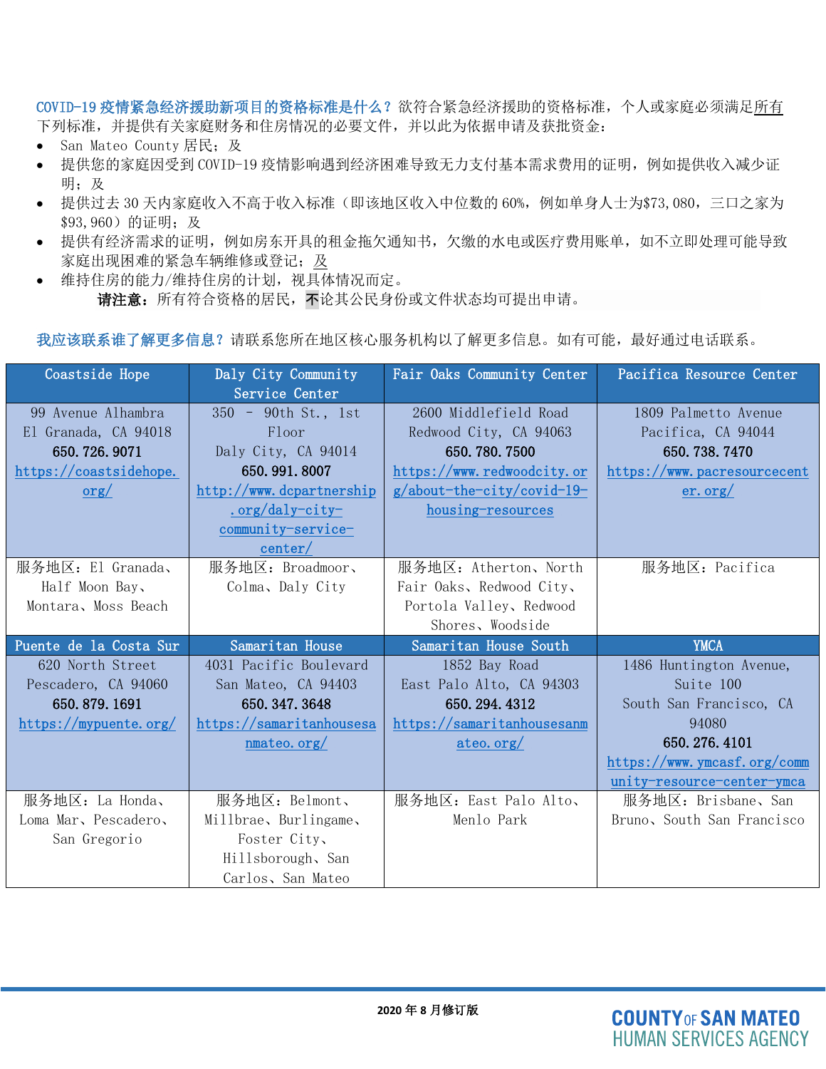**COVID-19 疫情紧急经济援助新项目的资格标准是什么？**欲符合紧急经济援助的资格标准，个人或家庭必须满足所有下列标准，并提供有关家庭财务和住房情况的必要文件，并以此为依据申请及获批资金：

- San Mateo County 居民；及
- 提供您的家庭因受到 COVID-19 疫情影响遇到经济困难导致无力支付基本需求费用的证明，例如提供收入减少证明；及
- 提供过去 30 天内家庭收入不高于收入标准（即该地区收入中位数的 60%，例如单身人士为$73,080，三口之家为$93,960）的证明；及
- 提供有经济需求的证明，例如房东开具的租金拖欠通知书，欠缴的水电或医疗费用账单，如不立即处理可能导致家庭出现困难的紧急车辆维修或登记；及
- 维持住房的能力/维持住房的计划，视具体情况而定。

**请注意：**所有符合资格的居民，不论其公民身份或文件状态均可提出申请。

**我应该联系谁了解更多信息？**请联系您所在地区核心服务机构以了解更多信息。如有可能，最好通过电话联系。

| Coastside Hope | Daly City Community Service Center | Fair Oaks Community Center | Pacifica Resource Center |
|---|---|---|---|
| 99 Avenue Alhambra<br>El Granada, CA 94018<br>**650.726.9071**<br>https://coastsidehope.org/ | 350 - 90th St., 1st Floor<br>Daly City, CA 94014<br>**650.991.8007**<br>http://www.dcpartnership.org/daly-city-community-service-center/ | 2600 Middlefield Road<br>Redwood City, CA 94063<br>**650.780.7500**<br>https://www.redwoodcity.org/about-the-city/covid-19-housing-resources | 1809 Palmetto Avenue<br>Pacifica, CA 94044<br>**650.738.7470**<br>https://www.pacresourcecenter.org/ |
| 服务地区：El Granada、Half Moon Bay、Montara、Moss Beach | 服务地区：Broadmoor、Colma、Daly City | 服务地区：Atherton、North Fair Oaks、Redwood City、Portola Valley、Redwood Shores、Woodside | 服务地区：Pacifica |
| **Puente de la Costa Sur** | **Samaritan House** | **Samaritan House South** | **YMCA** |
| 620 North Street<br>Pescadero, CA 94060<br>**650.879.1691**<br>https://mypuente.org/ | 4031 Pacific Boulevard<br>San Mateo, CA 94403<br>**650.347.3648**<br>https://samaritanhousesanmateo.org/ | 1852 Bay Road<br>East Palo Alto, CA 94303<br>**650.294.4312**<br>https://samaritanhousesanmateo.org/ | 1486 Huntington Avenue, Suite 100<br>South San Francisco, CA 94080<br>**650.276.4101**<br>https://www.ymcasf.org/community-resource-center-ymca |
| 服务地区：La Honda、Loma Mar、Pescadero、San Gregorio | 服务地区：Belmont、Millbrae、Burlingame、Foster City、Hillsborough、San Carlos、San Mateo | 服务地区：East Palo Alto、Menlo Park | 服务地区：Brisbane、San Bruno、South San Francisco |

**2020 年 8 月修订版**

COUNTY OF SAN MATEO
HUMAN SERVICES AGENCY